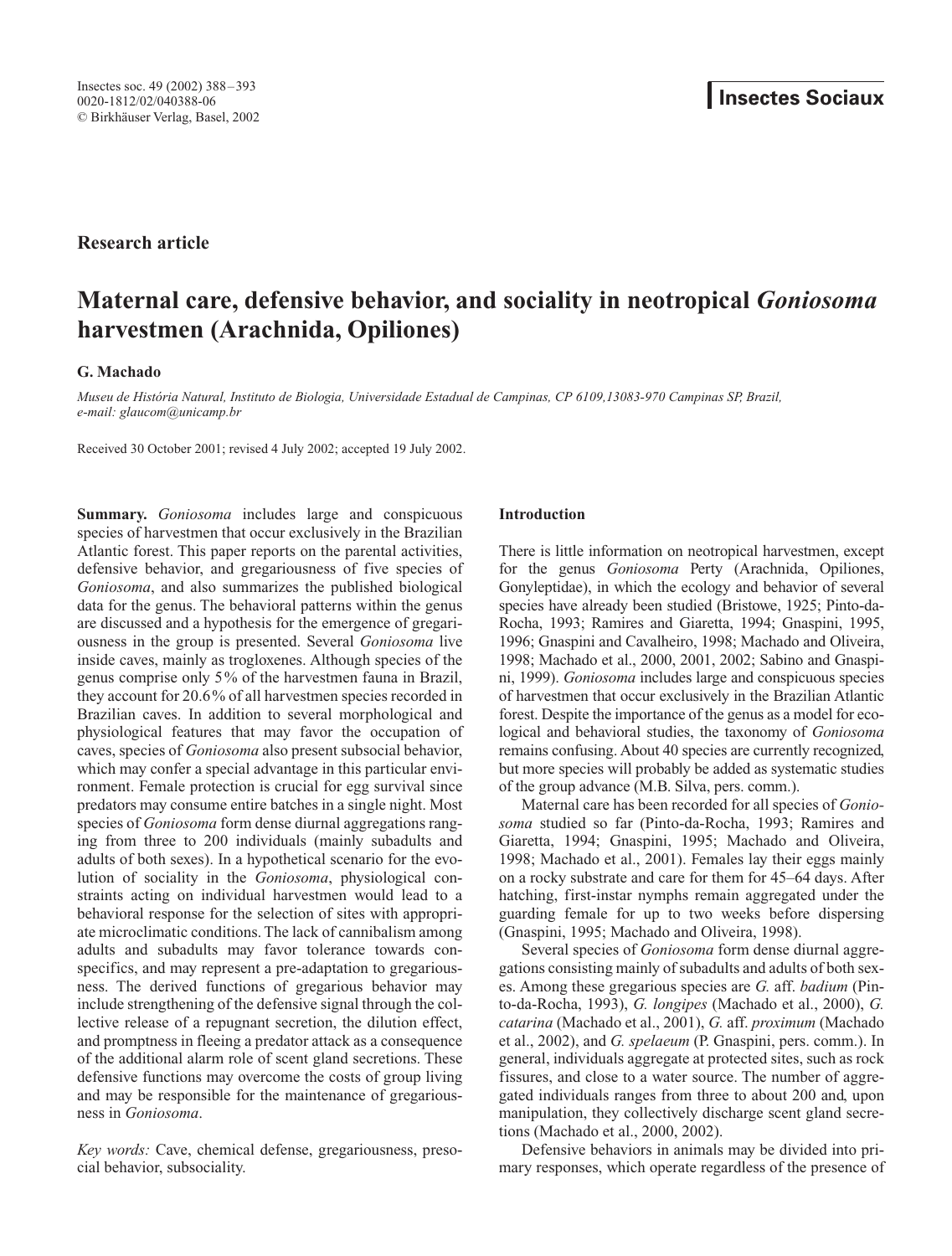**Insectes Sociaux**

Research article

# Maternal care, defensive behavior, and sociality in neotropical *Goniosoma* harvestmen (Arachnida, Opiliones)

**G. Machado**

*Museu de História Natural, Instituto de Biologia, Universidade Estadual de Campinas, CP 6109,13083-970 Campinas SP, Brazil, e-mail: glaucom@unicamp.br*

Received 30 October 2001; revised 4 July 2002; accepted 19 July 2002.

**Summary.** *Goniosoma* includes large and conspicuous species of harvestmen that occur exclusively in the Brazilian Atlantic forest. This paper reports on the parental activities, defensive behavior, and gregariousness of five species of *Goniosoma*, and also summarizes the published biological data for the genus. The behavioral patterns within the genus are discussed and a hypothesis for the emergence of gregariousness in the group is presented. Several *Goniosoma* live inside caves, mainly as trogloxenes. Although species of the genus comprise only 5% of the harvestmen fauna in Brazil, they account for 20.6% of all harvestmen species recorded in Brazilian caves. In addition to several morphological and physiological features that may favor the occupation of caves, species of *Goniosoma* also present subsocial behavior, which may confer a special advantage in this particular environment. Female protection is crucial for egg survival since predators may consume entire batches in a single night. Most species of *Goniosoma* form dense diurnal aggregations ranging from three to 200 individuals (mainly subadults and adults of both sexes). In a hypothetical scenario for the evolution of sociality in the *Goniosoma*, physiological constraints acting on individual harvestmen would lead to a behavioral response for the selection of sites with appropriate microclimatic conditions. The lack of cannibalism among adults and subadults may favor tolerance towards conspecifics, and may represent a pre-adaptation to gregariousness. The derived functions of gregarious behavior may include strengthening of the defensive signal through the collective release of a repugnant secretion, the dilution effect, and promptness in fleeing a predator attack as a consequence of the additional alarm role of scent gland secretions. These defensive functions may overcome the costs of group living and may be responsible for the maintenance of gregariousness in *Goniosoma*.

*Key words:* Cave, chemical defense, gregariousness, presocial behavior, subsociality.

## Introduction

There is little information on neotropical harvestmen, except for the genus *Goniosoma* Perty (Arachnida, Opiliones, Gonyleptidae), in which the ecology and behavior of several species have already been studied (Bristowe, 1925; Pinto-da-Rocha, 1993; Ramires and Giaretta, 1994; Gnaspini, 1995, 1996; Gnaspini and Cavalheiro, 1998; Machado and Oliveira, 1998; Machado et al., 2000, 2001, 2002; Sabino and Gnaspini, 1999). *Goniosoma* includes large and conspicuous species of harvestmen that occur exclusively in the Brazilian Atlantic forest. Despite the importance of the genus as a model for ecological and behavioral studies, the taxonomy of *Goniosoma* remains confusing. About 40 species are currently recognized, but more species will probably be added as systematic studies of the group advance (M.B. Silva, pers. comm.).

Maternal care has been recorded for all species of *Goniosoma* studied so far (Pinto-da-Rocha, 1993; Ramires and Giaretta, 1994; Gnaspini, 1995; Machado and Oliveira, 1998; Machado et al., 2001). Females lay their eggs mainly on a rocky substrate and care for them for 45–64 days. After hatching, first-instar nymphs remain aggregated under the guarding female for up to two weeks before dispersing (Gnaspini, 1995; Machado and Oliveira, 1998).

Several species of *Goniosoma* form dense diurnal aggregations consisting mainly of subadults and adults of both sexes. Among these gregarious species are *G.* aff. *badium* (Pinto-da-Rocha, 1993), *G. longipes* (Machado et al., 2000), *G. catarina* (Machado et al., 2001), *G.* aff. *proximum* (Machado et al., 2002), and *G. spelaeum* (P. Gnaspini, pers. comm.). In general, individuals aggregate at protected sites, such as rock fissures, and close to a water source. The number of aggregated individuals ranges from three to about 200 and, upon manipulation, they collectively discharge scent gland secretions (Machado et al., 2000, 2002).

Defensive behaviors in animals may be divided into primary responses, which operate regardless of the presence of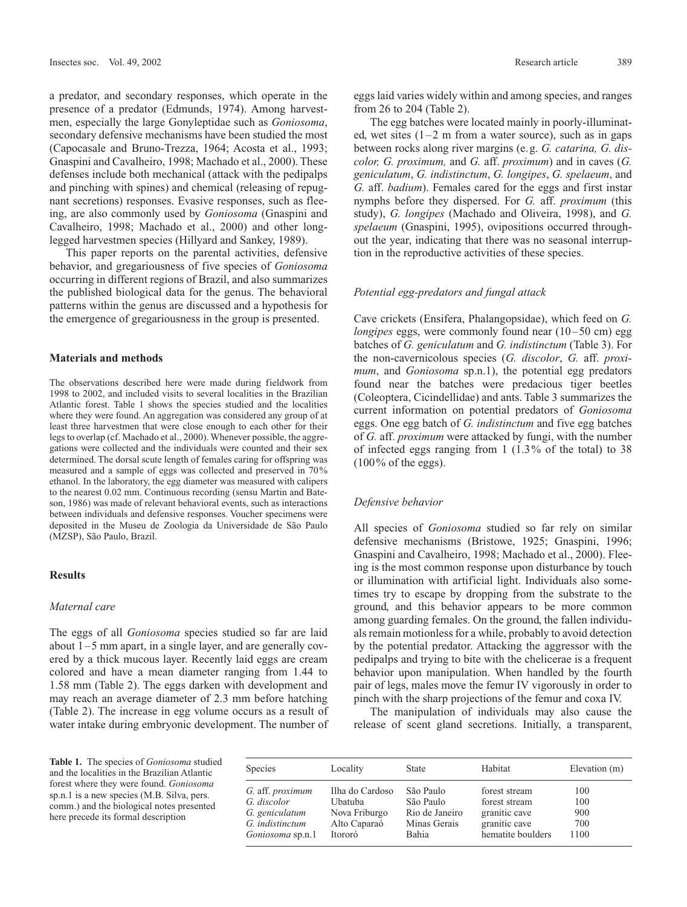a predator, and secondary responses, which operate in the presence of a predator (Edmunds, 1974). Among harvestmen, especially the large Gonyleptidae such as *Goniosoma*, secondary defensive mechanisms have been studied the most (Capocasale and Bruno-Trezza, 1964; Acosta et al., 1993; Gnaspini and Cavalheiro, 1998; Machado et al., 2000). These defenses include both mechanical (attack with the pedipalps and pinching with spines) and chemical (releasing of repugnant secretions) responses. Evasive responses, such as fleeing, are also commonly used by *Goniosoma* (Gnaspini and Cavalheiro, 1998; Machado et al., 2000) and other long-legged harvestmen species (Hillyard and Sankey, 1989).

This paper reports on the parental activities, defensive behavior, and gregariousness of five species of *Goniosoma* occurring in different regions of Brazil, and also summarizes the published biological data for the genus. The behavioral patterns within the genus are discussed and a hypothesis for the emergence of gregariousness in the group is presented.

## Materials and methods

The observations described here were made during fieldwork from 1998 to 2002, and included visits to several localities in the Brazilian Atlantic forest. Table 1 shows the species studied and the localities where they were found. An aggregation was considered any group of at least three harvestmen that were close enough to each other for their legs to overlap (cf. Machado et al., 2000). Whenever possible, the aggregations were collected and the individuals were counted and their sex determined. The dorsal scute length of females caring for offspring was measured and a sample of eggs was collected and preserved in 70% ethanol. In the laboratory, the egg diameter was measured with calipers to the nearest 0.02 mm. Continuous recording (sensu Martin and Bateson, 1986) was made of relevant behavioral events, such as interactions between individuals and defensive responses. Voucher specimens were deposited in the Museu de Zoologia da Universidade de São Paulo (MZSP), São Paulo, Brazil.

## Results

### Maternal care

The eggs of all *Goniosoma* species studied so far are laid about 1–5 mm apart, in a single layer, and are generally covered by a thick mucous layer. Recently laid eggs are cream colored and have a mean diameter ranging from 1.44 to 1.58 mm (Table 2). The eggs darken with development and may reach an average diameter of 2.3 mm before hatching (Table 2). The increase in egg volume occurs as a result of water intake during embryonic development. The number of eggs laid varies widely within and among species, and ranges from 26 to 204 (Table 2).

The egg batches were located mainly in poorly-illuminated, wet sites (1–2 m from a water source), such as in gaps between rocks along river margins (e.g. *G. catarina, G. discolor, G. proximum,* and *G.* aff. *proximum*) and in caves (*G. geniculatum*, *G. indistinctum*, *G. longipes*, *G. spelaeum*, and *G.* aff. *badium*). Females cared for the eggs and first instar nymphs before they dispersed. For *G.* aff. *proximum* (this study), *G. longipes* (Machado and Oliveira, 1998), and *G. spelaeum* (Gnaspini, 1995), ovipositions occurred throughout the year, indicating that there was no seasonal interruption in the reproductive activities of these species.

### Potential egg-predators and fungal attack

Cave crickets (Ensifera, Phalangopsidae), which feed on *G. longipes* eggs, were commonly found near (10–50 cm) egg batches of *G. geniculatum* and *G. indistinctum* (Table 3). For the non-cavernicolous species (*G. discolor*, *G.* aff. *proximum*, and *Goniosoma* sp.n.1), the potential egg predators found near the batches were predacious tiger beetles (Coleoptera, Cicindellidae) and ants. Table 3 summarizes the current information on potential predators of *Goniosoma* eggs. One egg batch of *G. indistinctum* and five egg batches of *G.* aff. *proximum* were attacked by fungi, with the number of infected eggs ranging from 1 (1.3% of the total) to 38 (100% of the eggs).

### Defensive behavior

All species of *Goniosoma* studied so far rely on similar defensive mechanisms (Bristowe, 1925; Gnaspini, 1996; Gnaspini and Cavalheiro, 1998; Machado et al., 2000). Fleeing is the most common response upon disturbance by touch or illumination with artificial light. Individuals also sometimes try to escape by dropping from the substrate to the ground, and this behavior appears to be more common among guarding females. On the ground, the fallen individuals remain motionless for a while, probably to avoid detection by the potential predator. Attacking the aggressor with the pedipalps and trying to bite with the chelicerae is a frequent behavior upon manipulation. When handled by the fourth pair of legs, males move the femur IV vigorously in order to pinch with the sharp projections of the femur and coxa IV.

The manipulation of individuals may also cause the release of scent gland secretions. Initially, a transparent,

**Table 1.** The species of *Goniosoma* studied and the localities in the Brazilian Atlantic forest where they were found. *Goniosoma* sp.n.1 is a new species (M.B. Silva, pers. comm.) and the biological notes presented here precede its formal description

| Species | Locality | State | Habitat | Elevation (m) |
|---|---|---|---|---|
| *G.* aff. *proximum* | Ilha do Cardoso | São Paulo | forest stream | 100 |
| *G. discolor* | Ubatuba | São Paulo | forest stream | 100 |
| *G. geniculatum* | Nova Friburgo | Rio de Janeiro | granitic cave | 900 |
| *G. indistinctum* | Alto Caparaó | Minas Gerais | granitic cave | 700 |
| *Goniosoma* sp.n.1 | Itororó | Bahia | hematite boulders | 1100 |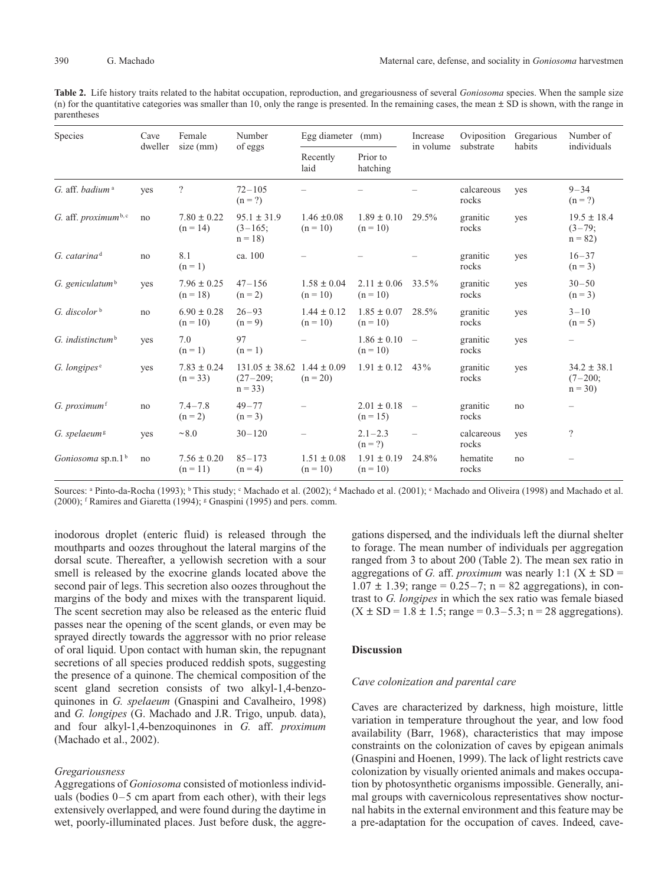**Table 2.** Life history traits related to the habitat occupation, reproduction, and gregariousness of several *Goniosoma* species. When the sample size (n) for the quantitative categories was smaller than 10, only the range is presented. In the remaining cases, the mean ± SD is shown, with the range in parentheses

| Species | Cave dweller | Female size (mm) | Number of eggs | Egg diameter (mm) | | Increase in volume | Oviposition substrate | Gregarious habits | Number of individuals |
|---|---|---|---|---|---|---|---|---|---|
| | | | | Recently laid | Prior to hatching | | | | |
| *G.* aff. *badium* [a] | yes | ? | 72–105 (n = ?) | – | – | – | calcareous rocks | yes | 9–34 (n = ?) |
| *G.* aff. *proximum* [b, c] | no | 7.80 ± 0.22 (n = 14) | 95.1 ± 31.9 (3–165; n = 18) | 1.46 ±0.08 (n = 10) | 1.89 ± 0.10 (n = 10) | 29.5% | granitic rocks | yes | 19.5 ± 18.4 (3–79; n = 82) |
| *G. catarina* [d] | no | 8.1 (n = 1) | ca. 100 | – | – | – | granitic rocks | yes | 16–37 (n = 3) |
| *G. geniculatum* [b] | yes | 7.96 ± 0.25 (n = 18) | 47–156 (n = 2) | 1.58 ± 0.04 (n = 10) | 2.11 ± 0.06 (n = 10) | 33.5% | granitic rocks | yes | 30–50 (n = 3) |
| *G. discolor* [b] | no | 6.90 ± 0.28 (n = 10) | 26–93 (n = 9) | 1.44 ± 0.12 (n = 10) | 1.85 ± 0.07 (n = 10) | 28.5% | granitic rocks | yes | 3–10 (n = 5) |
| *G. indistinctum* [b] | yes | 7.0 (n = 1) | 97 (n = 1) | – | 1.86 ± 0.10 (n = 10) | – | granitic rocks | yes | – |
| *G. longipes* [e] | yes | 7.83 ± 0.24 (n = 33) | 131.05 ± 38.62 (27–209; n = 33) | 1.44 ± 0.09 (n = 20) | 1.91 ± 0.12 | 43% | granitic rocks | yes | 34.2 ± 38.1 (7–200; n = 30) |
| *G. proximum* [f] | no | 7.4–7.8 (n = 2) | 49–77 (n = 3) | – | 2.01 ± 0.18 (n = 15) | – | granitic rocks | no | – |
| *G. spelaeum* [g] | yes | ~8.0 | 30–120 | – | 2.1–2.3 (n = ?) | – | calcareous rocks | yes | ? |
| *Goniosoma* sp.n.1 [b] | no | 7.56 ± 0.20 (n = 11) | 85–173 (n = 4) | 1.51 ± 0.08 (n = 10) | 1.91 ± 0.19 (n = 10) | 24.8% | hematite rocks | no | – |

Sources: [a] Pinto-da-Rocha (1993); [b] This study; [c] Machado et al. (2002); [d] Machado et al. (2001); [e] Machado and Oliveira (1998) and Machado et al. (2000); [f] Ramires and Giaretta (1994); [g] Gnaspini (1995) and pers. comm.

inodorous droplet (enteric fluid) is released through the mouthparts and oozes throughout the lateral margins of the dorsal scute. Thereafter, a yellowish secretion with a sour smell is released by the exocrine glands located above the second pair of legs. This secretion also oozes throughout the margins of the body and mixes with the transparent liquid. The scent secretion may also be released as the enteric fluid passes near the opening of the scent glands, or even may be sprayed directly towards the aggressor with no prior release of oral liquid. Upon contact with human skin, the repugnant secretions of all species produced reddish spots, suggesting the presence of a quinone. The chemical composition of the scent gland secretion consists of two alkyl-1,4-benzoquinones in *G. spelaeum* (Gnaspini and Cavalheiro, 1998) and *G. longipes* (G. Machado and J.R. Trigo, unpub. data), and four alkyl-1,4-benzoquinones in *G.* aff. *proximum* (Machado et al., 2002).

### *Gregariousness*

Aggregations of *Goniosoma* consisted of motionless individuals (bodies 0–5 cm apart from each other), with their legs extensively overlapped, and were found during the daytime in wet, poorly-illuminated places. Just before dusk, the aggregations dispersed, and the individuals left the diurnal shelter to forage. The mean number of individuals per aggregation ranged from 3 to about 200 (Table 2). The mean sex ratio in aggregations of *G.* aff. *proximum* was nearly 1:1 ($X \pm SD = 1.07 \pm 1.39$; range = 0.25–7; n = 82 aggregations), in contrast to *G. longipes* in which the sex ratio was female biased ($X \pm SD = 1.8 \pm 1.5$; range = 0.3–5.3; n = 28 aggregations).

## Discussion

### *Cave colonization and parental care*

Caves are characterized by darkness, high moisture, little variation in temperature throughout the year, and low food availability (Barr, 1968), characteristics that may impose constraints on the colonization of caves by epigean animals (Gnaspini and Hoenen, 1999). The lack of light restricts cave colonization by visually oriented animals and makes occupation by photosynthetic organisms impossible. Generally, animal groups with cavernicolous representatives show nocturnal habits in the external environment and this feature may be a pre-adaptation for the occupation of caves. Indeed, cave-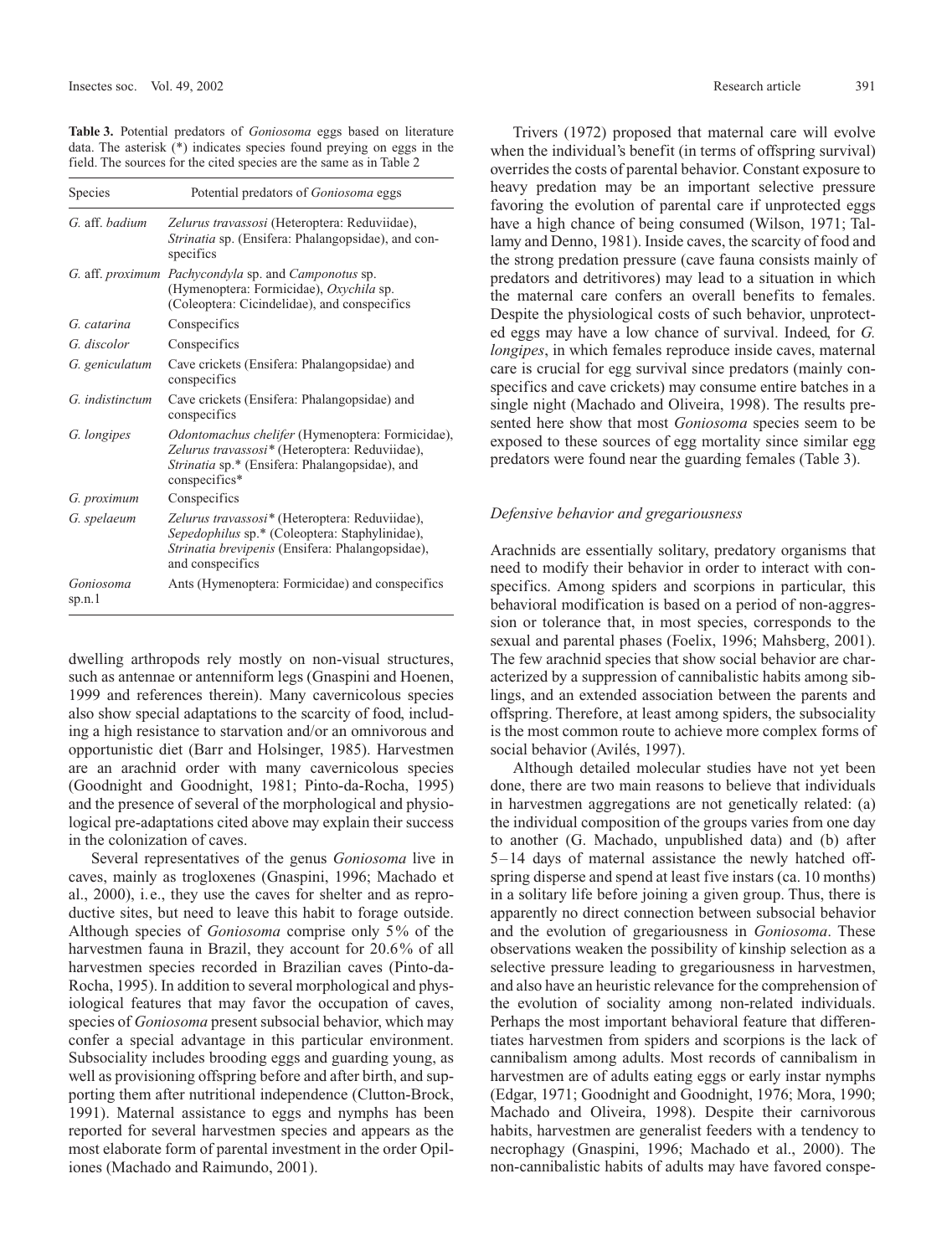**Table 3.** Potential predators of *Goniosoma* eggs based on literature data. The asterisk (*) indicates species found preying on eggs in the field. The sources for the cited species are the same as in Table 2

| Species | Potential predators of *Goniosoma* eggs |
|---|---|
| *G.* aff. *badium* | *Zelurus travassosi* (Heteroptera: Reduviidae), *Strinatia* sp. (Ensifera: Phalangopsidae), and conspecifics |
| *G.* aff. *proximum* | *Pachycondyla* sp. and *Camponotus* sp. (Hymenoptera: Formicidae), *Oxychila* sp. (Coleoptera: Cicindelidae), and conspecifics |
| *G. catarina* | Conspecifics |
| *G. discolor* | Conspecifics |
| *G. geniculatum* | Cave crickets (Ensifera: Phalangopsidae) and conspecifics |
| *G. indistinctum* | Cave crickets (Ensifera: Phalangopsidae) and conspecifics |
| *G. longipes* | *Odontomachus chelifer* (Hymenoptera: Formicidae), *Zelurus travassosi** (Heteroptera: Reduviidae), *Strinatia* sp.* (Ensifera: Phalangopsidae), and conspecifics* |
| *G. proximum* | Conspecifics |
| *G. spelaeum* | *Zelurus travassosi** (Heteroptera: Reduviidae), *Sepedophilus* sp.* (Coleoptera: Staphylinidae), *Strinatia brevipenis* (Ensifera: Phalangopsidae), and conspecifics |
| *Goniosoma* sp.n.1 | Ants (Hymenoptera: Formicidae) and conspecifics |

dwelling arthropods rely mostly on non-visual structures, such as antennae or antenniform legs (Gnaspini and Hoenen, 1999 and references therein). Many cavernicolous species also show special adaptations to the scarcity of food, including a high resistance to starvation and/or an omnivorous and opportunistic diet (Barr and Holsinger, 1985). Harvestmen are an arachnid order with many cavernicolous species (Goodnight and Goodnight, 1981; Pinto-da-Rocha, 1995) and the presence of several of the morphological and physiological pre-adaptations cited above may explain their success in the colonization of caves.

Several representatives of the genus *Goniosoma* live in caves, mainly as trogloxenes (Gnaspini, 1996; Machado et al., 2000), i.e., they use the caves for shelter and as reproductive sites, but need to leave this habit to forage outside. Although species of *Goniosoma* comprise only 5% of the harvestmen fauna in Brazil, they account for 20.6% of all harvestmen species recorded in Brazilian caves (Pinto-da-Rocha, 1995). In addition to several morphological and physiological features that may favor the occupation of caves, species of *Goniosoma* present subsocial behavior, which may confer a special advantage in this particular environment. Subsociality includes brooding eggs and guarding young, as well as provisioning offspring before and after birth, and supporting them after nutritional independence (Clutton-Brock, 1991). Maternal assistance to eggs and nymphs has been reported for several harvestmen species and appears as the most elaborate form of parental investment in the order Opiliones (Machado and Raimundo, 2001).

Trivers (1972) proposed that maternal care will evolve when the individual's benefit (in terms of offspring survival) overrides the costs of parental behavior. Constant exposure to heavy predation may be an important selective pressure favoring the evolution of parental care if unprotected eggs have a high chance of being consumed (Wilson, 1971; Tallamy and Denno, 1981). Inside caves, the scarcity of food and the strong predation pressure (cave fauna consists mainly of predators and detritivores) may lead to a situation in which the maternal care confers an overall benefits to females. Despite the physiological costs of such behavior, unprotected eggs may have a low chance of survival. Indeed, for *G. longipes*, in which females reproduce inside caves, maternal care is crucial for egg survival since predators (mainly conspecifics and cave crickets) may consume entire batches in a single night (Machado and Oliveira, 1998). The results presented here show that most *Goniosoma* species seem to be exposed to these sources of egg mortality since similar egg predators were found near the guarding females (Table 3).

### *Defensive behavior and gregariousness*

Arachnids are essentially solitary, predatory organisms that need to modify their behavior in order to interact with conspecifics. Among spiders and scorpions in particular, this behavioral modification is based on a period of non-aggression or tolerance that, in most species, corresponds to the sexual and parental phases (Foelix, 1996; Mahsberg, 2001). The few arachnid species that show social behavior are characterized by a suppression of cannibalistic habits among siblings, and an extended association between the parents and offspring. Therefore, at least among spiders, the subsociality is the most common route to achieve more complex forms of social behavior (Avilés, 1997).

Although detailed molecular studies have not yet been done, there are two main reasons to believe that individuals in harvestmen aggregations are not genetically related: (a) the individual composition of the groups varies from one day to another (G. Machado, unpublished data) and (b) after 5–14 days of maternal assistance the newly hatched offspring disperse and spend at least five instars (ca. 10 months) in a solitary life before joining a given group. Thus, there is apparently no direct connection between subsocial behavior and the evolution of gregariousness in *Goniosoma*. These observations weaken the possibility of kinship selection as a selective pressure leading to gregariousness in harvestmen, and also have an heuristic relevance for the comprehension of the evolution of sociality among non-related individuals. Perhaps the most important behavioral feature that differentiates harvestmen from spiders and scorpions is the lack of cannibalism among adults. Most records of cannibalism in harvestmen are of adults eating eggs or early instar nymphs (Edgar, 1971; Goodnight and Goodnight, 1976; Mora, 1990; Machado and Oliveira, 1998). Despite their carnivorous habits, harvestmen are generalist feeders with a tendency to necrophagy (Gnaspini, 1996; Machado et al., 2000). The non-cannibalistic habits of adults may have favored conspe-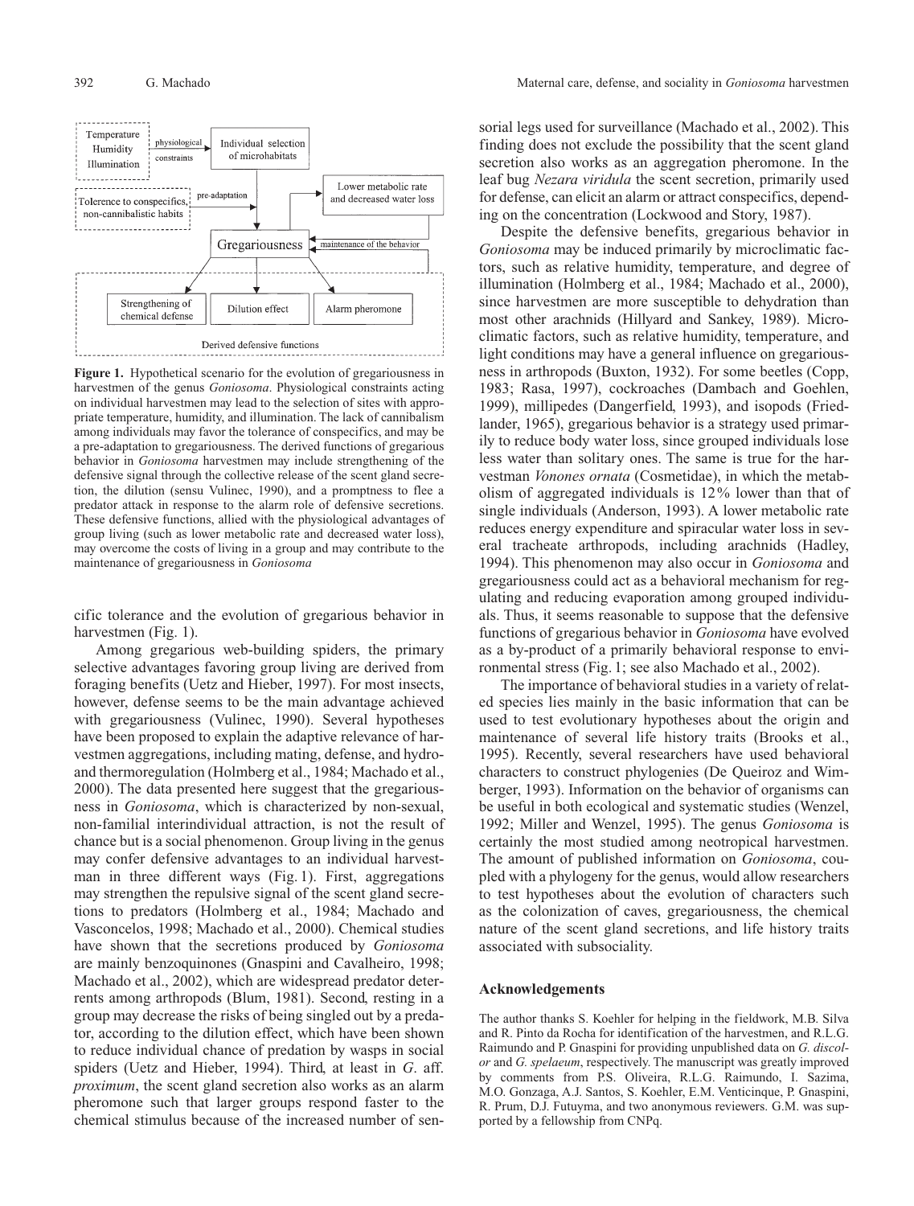Temperature Humidity Illumination → physiological constraints → Individual selection of microhabitats

Tolerence to conspecifics, non-cannibalistic habits → pre-adaptation → Gregariousness

Lower metabolic rate and decreased water loss → maintenance of the behavior → Gregariousness

Gregariousness → Strengthening of chemical defense; Dilution effect; Alarm pheromone

Derived defensive functions

**Figure 1.** Hypothetical scenario for the evolution of gregariousness in harvestmen of the genus *Goniosoma*. Physiological constraints acting on individual harvestmen may lead to the selection of sites with appropriate temperature, humidity, and illumination. The lack of cannibalism among individuals may favor the tolerance of conspecifics, and may be a pre-adaptation to gregariousness. The derived functions of gregarious behavior in *Goniosoma* harvestmen may include strengthening of the defensive signal through the collective release of the scent gland secretion, the dilution (sensu Vulinec, 1990), and a promptness to flee a predator attack in response to the alarm role of defensive secretions. These defensive functions, allied with the physiological advantages of group living (such as lower metabolic rate and decreased water loss), may overcome the costs of living in a group and may contribute to the maintenance of gregariousness in *Goniosoma*

cific tolerance and the evolution of gregarious behavior in harvestmen (Fig. 1).

Among gregarious web-building spiders, the primary selective advantages favoring group living are derived from foraging benefits (Uetz and Hieber, 1997). For most insects, however, defense seems to be the main advantage achieved with gregariousness (Vulinec, 1990). Several hypotheses have been proposed to explain the adaptive relevance of harvestmen aggregations, including mating, defense, and hydro- and thermoregulation (Holmberg et al., 1984; Machado et al., 2000). The data presented here suggest that the gregariousness in *Goniosoma*, which is characterized by non-sexual, non-familial interindividual attraction, is not the result of chance but is a social phenomenon. Group living in the genus may confer defensive advantages to an individual harvestman in three different ways (Fig. 1). First, aggregations may strengthen the repulsive signal of the scent gland secretions to predators (Holmberg et al., 1984; Machado and Vasconcelos, 1998; Machado et al., 2000). Chemical studies have shown that the secretions produced by *Goniosoma* are mainly benzoquinones (Gnaspini and Cavalheiro, 1998; Machado et al., 2002), which are widespread predator deterrents among arthropods (Blum, 1981). Second, resting in a group may decrease the risks of being singled out by a predator, according to the dilution effect, which have been shown to reduce individual chance of predation by wasps in social spiders (Uetz and Hieber, 1994). Third, at least in *G.* aff. *proximum*, the scent gland secretion also works as an alarm pheromone such that larger groups respond faster to the chemical stimulus because of the increased number of sensorial legs used for surveillance (Machado et al., 2002). This finding does not exclude the possibility that the scent gland secretion also works as an aggregation pheromone. In the leaf bug *Nezara viridula* the scent secretion, primarily used for defense, can elicit an alarm or attract conspecifics, depending on the concentration (Lockwood and Story, 1987).

Despite the defensive benefits, gregarious behavior in *Goniosoma* may be induced primarily by microclimatic factors, such as relative humidity, temperature, and degree of illumination (Holmberg et al., 1984; Machado et al., 2000), since harvestmen are more susceptible to dehydration than most other arachnids (Hillyard and Sankey, 1989). Microclimatic factors, such as relative humidity, temperature, and light conditions may have a general influence on gregariousness in arthropods (Buxton, 1932). For some beetles (Copp, 1983; Rasa, 1997), cockroaches (Dambach and Goehlen, 1999), millipedes (Dangerfield, 1993), and isopods (Friedlander, 1965), gregarious behavior is a strategy used primarily to reduce body water loss, since grouped individuals lose less water than solitary ones. The same is true for the harvestman *Vonones ornata* (Cosmetidae), in which the metabolism of aggregated individuals is 12% lower than that of single individuals (Anderson, 1993). A lower metabolic rate reduces energy expenditure and spiracular water loss in several tracheate arthropods, including arachnids (Hadley, 1994). This phenomenon may also occur in *Goniosoma* and gregariousness could act as a behavioral mechanism for regulating and reducing evaporation among grouped individuals. Thus, it seems reasonable to suppose that the defensive functions of gregarious behavior in *Goniosoma* have evolved as a by-product of a primarily behavioral response to environmental stress (Fig. 1; see also Machado et al., 2002).

The importance of behavioral studies in a variety of related species lies mainly in the basic information that can be used to test evolutionary hypotheses about the origin and maintenance of several life history traits (Brooks et al., 1995). Recently, several researchers have used behavioral characters to construct phylogenies (De Queiroz and Wimberger, 1993). Information on the behavior of organisms can be useful in both ecological and systematic studies (Wenzel, 1992; Miller and Wenzel, 1995). The genus *Goniosoma* is certainly the most studied among neotropical harvestmen. The amount of published information on *Goniosoma*, coupled with a phylogeny for the genus, would allow researchers to test hypotheses about the evolution of characters such as the colonization of caves, gregariousness, the chemical nature of the scent gland secretions, and life history traits associated with subsociality.

## Acknowledgements

The author thanks S. Koehler for helping in the fieldwork, M.B. Silva and R. Pinto da Rocha for identification of the harvestmen, and R.L.G. Raimundo and P. Gnaspini for providing unpublished data on *G. discolor* and *G. spelaeum*, respectively. The manuscript was greatly improved by comments from P.S. Oliveira, R.L.G. Raimundo, I. Sazima, M.O. Gonzaga, A.J. Santos, S. Koehler, E.M. Venticinque, P. Gnaspini, R. Prum, D.J. Futuyma, and two anonymous reviewers. G.M. was supported by a fellowship from CNPq.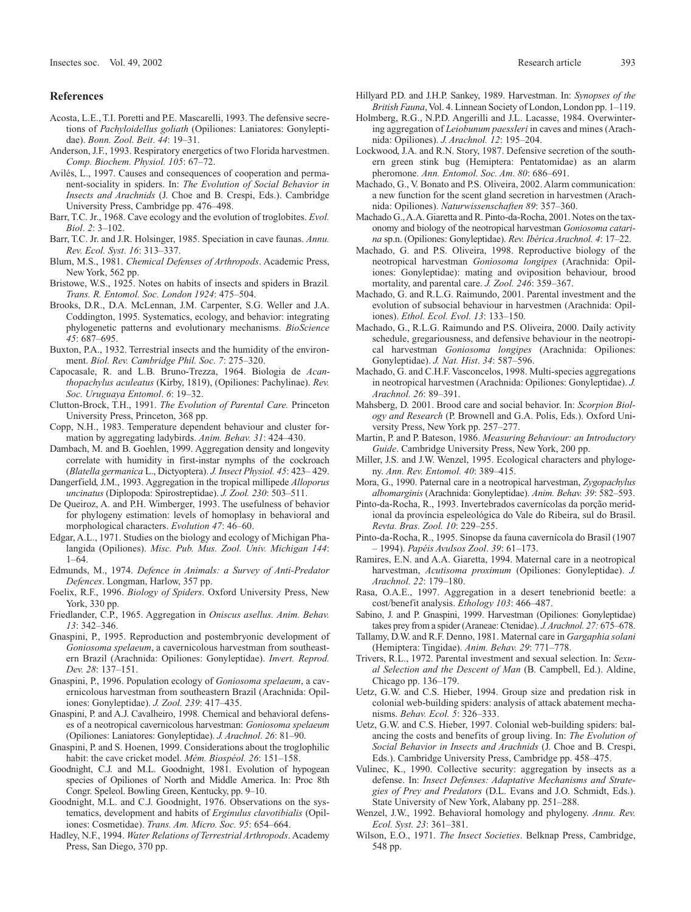## References

Acosta, L.E., T.I. Poretti and P.E. Mascarelli, 1993. The defensive secretions of *Pachyloidellus goliath* (Opiliones: Laniatores: Gonyleptidae). *Bonn. Zool. Beit*. *44*: 19–31.

Anderson, J.F., 1993. Respiratory energetics of two Florida harvestmen. *Comp. Biochem. Physiol. 105*: 67–72.

Avilés, L., 1997. Causes and consequences of cooperation and permanent-sociality in spiders. In: *The Evolution of Social Behavior in Insects and Arachnids* (J. Choe and B. Crespi, Eds.). Cambridge University Press, Cambridge pp. 476–498.

Barr, T.C. Jr., 1968. Cave ecology and the evolution of troglobites. *Evol. Biol*. *2*: 3–102.

Barr, T.C. Jr. and J.R. Holsinger, 1985. Speciation in cave faunas. *Annu. Rev. Ecol. Syst*. *16*: 313–337.

Blum, M.S., 1981. *Chemical Defenses of Arthropods*. Academic Press, New York, 562 pp.

Bristowe, W.S., 1925. Notes on habits of insects and spiders in Brazil. *Trans. R. Entomol. Soc. London 1924*: 475–504.

Brooks, D.R., D.A. McLennan, J.M. Carpenter, S.G. Weller and J.A. Coddington, 1995. Systematics, ecology, and behavior: integrating phylogenetic patterns and evolutionary mechanisms. *BioScience 45*: 687–695.

Buxton, P.A., 1932. Terrestrial insects and the humidity of the environment. *Biol. Rev. Cambridge Phil. Soc. 7*: 275–320.

Capocasale, R. and L.B. Bruno-Trezza, 1964. Biologia de *Acanthopachylus aculeatus* (Kirby, 1819), (Opiliones: Pachylinae). *Rev. Soc. Uruguaya Entomol*. *6*: 19–32.

Clutton-Brock, T.H., 1991. *The Evolution of Parental Care.* Princeton University Press, Princeton, 368 pp.

Copp, N.H., 1983. Temperature dependent behaviour and cluster formation by aggregating ladybirds. *Anim. Behav. 31*: 424–430.

Dambach, M. and B. Goehlen, 1999. Aggregation density and longevity correlate with humidity in first-instar nymphs of the cockroach (*Blatella germanica* L., Dictyoptera). *J. Insect Physiol. 45*: 423– 429.

Dangerfield, J.M., 1993. Aggregation in the tropical millipede *Alloporus uncinatus* (Diplopoda: Spirostreptidae). *J. Zool. 230*: 503–511.

De Queiroz, A. and P.H. Wimberger, 1993. The usefulness of behavior for phylogeny estimation: levels of homoplasy in behavioral and morphological characters. *Evolution 47*: 46–60.

Edgar, A.L., 1971. Studies on the biology and ecology of Michigan Phalangida (Opiliones). *Misc. Pub. Mus. Zool. Univ. Michigan 144*: 1–64.

Edmunds, M., 1974. *Defence in Animals: a Survey of Anti-Predator Defences*. Longman, Harlow, 357 pp.

Foelix, R.F., 1996. *Biology of Spiders*. Oxford University Press, New York, 330 pp.

Friedlander, C.P., 1965. Aggregation in *Oniscus asellus. Anim. Behav. 13*: 342–346.

Gnaspini, P., 1995. Reproduction and postembryonic development of *Goniosoma spelaeum*, a cavernicolous harvestman from southeastern Brazil (Arachnida: Opiliones: Gonyleptidae). *Invert. Reprod. Dev. 28*: 137–151.

Gnaspini, P., 1996. Population ecology of *Goniosoma spelaeum*, a cavernicolous harvestman from southeastern Brazil (Arachnida: Opiliones: Gonyleptidae). *J. Zool. 239*: 417–435.

Gnaspini, P. and A.J. Cavalheiro, 1998. Chemical and behavioral defenses of a neotropical cavernicolous harvestman: *Goniosoma spelaeum* (Opiliones: Laniatores: Gonyleptidae). *J. Arachnol*. *26*: 81–90.

Gnaspini, P. and S. Hoenen, 1999. Considerations about the troglophilic habit: the cave cricket model. *Mém. Biospéol. 26*: 151–158.

Goodnight, C.J. and M.L. Goodnight, 1981. Evolution of hypogean species of Opiliones of North and Middle America. In: Proc 8th Congr. Speleol. Bowling Green, Kentucky, pp. 9–10.

Goodnight, M.L. and C.J. Goodnight, 1976. Observations on the systematics, development and habits of *Erginulus clavotibialis* (Opiliones: Cosmetidae). *Trans. Am. Micro. Soc. 95*: 654–664.

Hadley, N.F., 1994. *Water Relations of Terrestrial Arthropods*. Academy Press, San Diego, 370 pp.

Hillyard P.D. and J.H.P. Sankey, 1989. Harvestman. In: *Synopses of the British Fauna*, Vol. 4. Linnean Society of London, London pp. 1–119.

Holmberg, R.G., N.P.D. Angerilli and J.L. Lacasse, 1984. Overwintering aggregation of *Leiobunum paessleri* in caves and mines (Arachnida: Opiliones). *J. Arachnol. 12*: 195–204.

Lockwood, J.A. and R.N. Story, 1987. Defensive secretion of the southern green stink bug (Hemiptera: Pentatomidae) as an alarm pheromone. *Ann. Entomol. Soc. Am*. *80*: 686–691.

Machado, G., V. Bonato and P.S. Oliveira, 2002. Alarm communication: a new function for the scent gland secretion in harvestmen (Arachnida: Opiliones). *Naturwissenschaften 89*: 357–360.

Machado G., A.A. Giaretta and R. Pinto-da-Rocha, 2001. Notes on the taxonomy and biology of the neotropical harvestman *Goniosoma catarina* sp.n. (Opiliones: Gonyleptidae). *Rev. Ibérica Arachnol. 4*: 17–22.

Machado, G. and P.S. Oliveira, 1998. Reproductive biology of the neotropical harvestman *Goniosoma longipes* (Arachnida: Opiliones: Gonyleptidae): mating and oviposition behaviour, brood mortality, and parental care. *J. Zool. 246*: 359–367.

Machado, G. and R.L.G. Raimundo, 2001. Parental investment and the evolution of subsocial behaviour in harvestmen (Arachnida: Opiliones). *Ethol. Ecol. Evol. 13*: 133–150.

Machado, G., R.L.G. Raimundo and P.S. Oliveira, 2000. Daily activity schedule, gregariousness, and defensive behaviour in the neotropical harvestman *Goniosoma longipes* (Arachnida: Opiliones: Gonyleptidae). *J. Nat. Hist*. *34*: 587–596.

Machado, G. and C.H.F. Vasconcelos, 1998. Multi-species aggregations in neotropical harvestmen (Arachnida: Opiliones: Gonyleptidae). *J. Arachnol. 26*: 89–391.

Mahsberg, D. 2001. Brood care and social behavior. In: *Scorpion Biology and Research* (P. Brownell and G.A. Polis, Eds.). Oxford University Press, New York pp. 257–277.

Martin, P. and P. Bateson, 1986. *Measuring Behaviour: an Introductory Guide*. Cambridge University Press, New York, 200 pp.

Miller, J.S. and J.W. Wenzel, 1995. Ecological characters and phylogeny. *Ann. Rev. Entomol. 40*: 389–415.

Mora, G., 1990. Paternal care in a neotropical harvestman, *Zygopachylus albomarginis* (Arachnida: Gonyleptidae). *Anim. Behav. 39*: 582–593.

Pinto-da-Rocha, R., 1993. Invertebrados cavernícolas da porção meridional da província espeleológica do Vale do Ribeira, sul do Brasil. *Revta. Bras. Zool. 10*: 229–255.

Pinto-da-Rocha, R., 1995. Sinopse da fauna cavernícola do Brasil (1907 – 1994). *Papéis Avulsos Zool*. *39*: 61–173.

Ramires, E.N. and A.A. Giaretta, 1994. Maternal care in a neotropical harvestman, *Acutisoma proximum* (Opiliones: Gonyleptidae). *J. Arachnol. 22*: 179–180.

Rasa, O.A.E., 1997. Aggregation in a desert tenebrionid beetle: a cost/benefit analysis. *Ethology 103*: 466–487.

Sabino, J. and P. Gnaspini, 1999. Harvestman (Opiliones: Gonyleptidae) takes prey from a spider (Araneae: Ctenidae). *J. Arachnol. 27:* 675–678.

Tallamy, D.W. and R.F. Denno, 1981. Maternal care in *Gargaphia solani* (Hemiptera: Tingidae). *Anim. Behav. 29*: 771–778.

Trivers, R.L., 1972. Parental investment and sexual selection. In: *Sexual Selection and the Descent of Man* (B. Campbell, Ed.). Aldine, Chicago pp. 136–179.

Uetz, G.W. and C.S. Hieber, 1994. Group size and predation risk in colonial web-building spiders: analysis of attack abatement mechanisms. *Behav. Ecol. 5*: 326–333.

Uetz, G.W. and C.S. Hieber, 1997. Colonial web-building spiders: balancing the costs and benefits of group living. In: *The Evolution of Social Behavior in Insects and Arachnids* (J. Choe and B. Crespi, Eds.). Cambridge University Press, Cambridge pp. 458–475.

Vulinec, K., 1990. Collective security: aggregation by insects as a defense. In: *Insect Defenses: Adaptative Mechanisms and Strategies of Prey and Predators* (D.L. Evans and J.O. Schmidt, Eds.). State University of New York, Alabany pp. 251–288.

Wenzel, J.W., 1992. Behavioral homology and phylogeny. *Annu. Rev. Ecol. Syst. 23*: 361–381.

Wilson, E.O., 1971. *The Insect Societies*. Belknap Press, Cambridge, 548 pp.